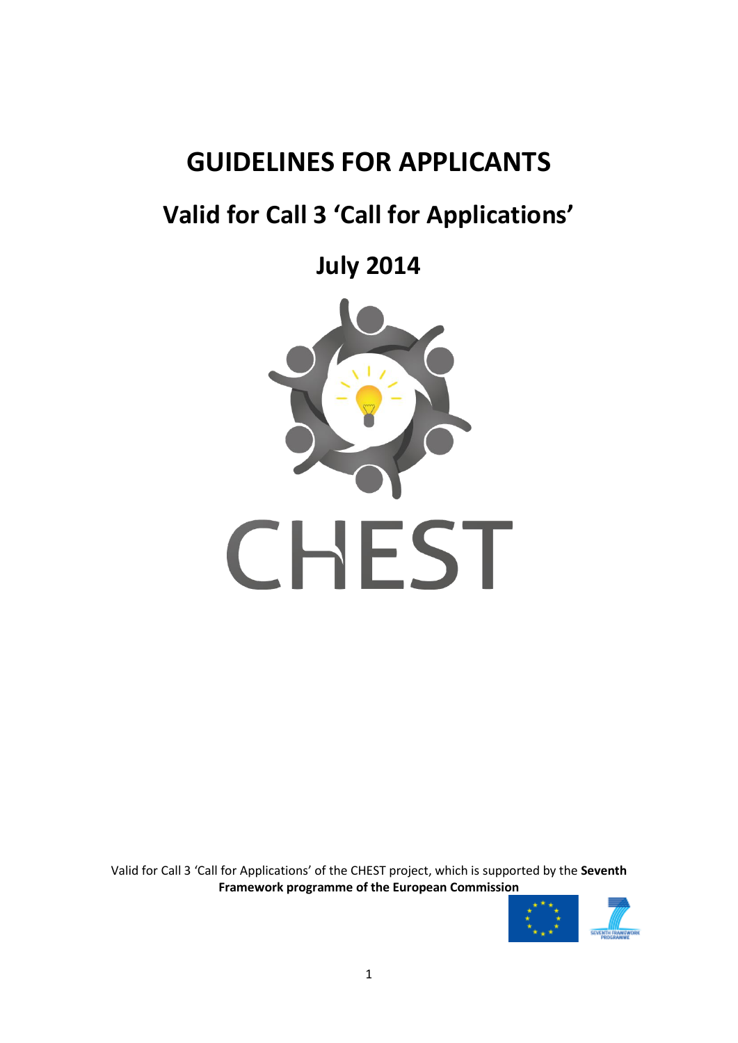# GUIDELINES FOR APPLICANTS

## Valid for Call 3 'Call for Applications'

## July 2014

CHEST

Valid for Call 3 'Call for Applications' of the CHEST project, which is supported by the **Seventh Framework programme of the European Commission**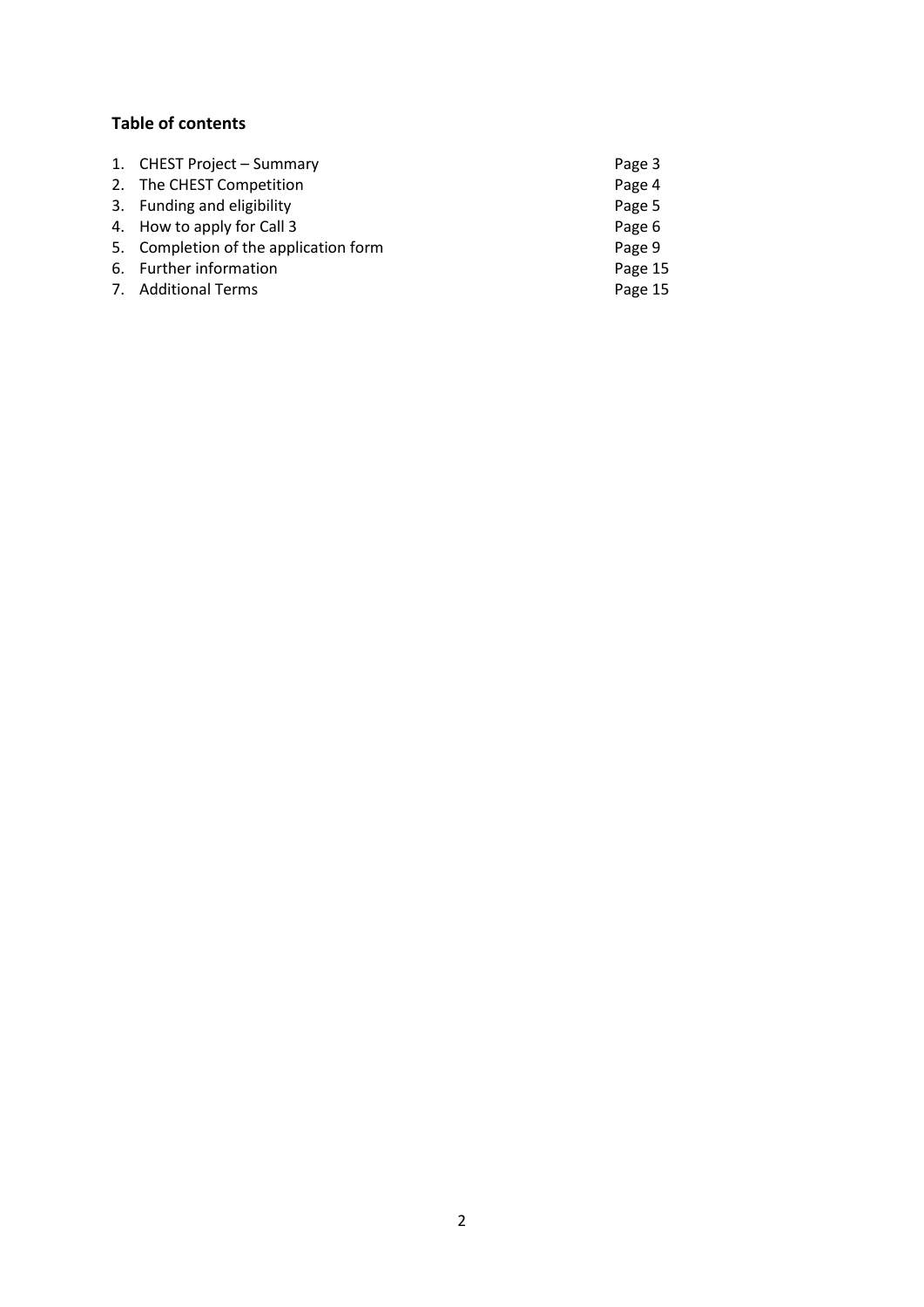**Table of contents**

1. CHEST Project – Summary Page 3
2. The CHEST Competition Page 4
3. Funding and eligibility Page 5
4. How to apply for Call 3 Page 6
5. Completion of the application form Page 9
6. Further information Page 15
7. Additional Terms Page 15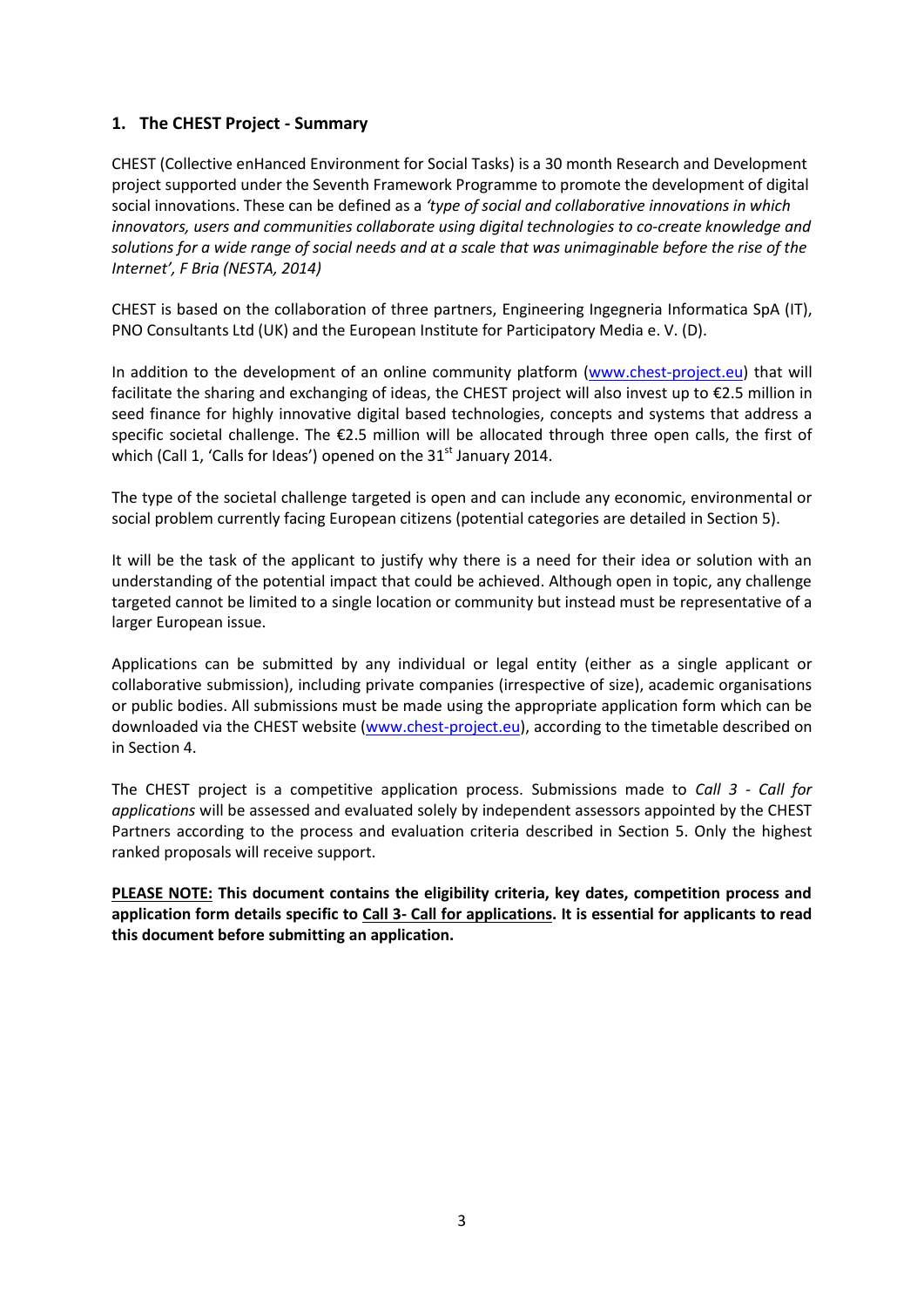## 1. The CHEST Project - Summary

CHEST (Collective enHanced Environment for Social Tasks) is a 30 month Research and Development project supported under the Seventh Framework Programme to promote the development of digital social innovations. These can be defined as a *'type of social and collaborative innovations in which innovators, users and communities collaborate using digital technologies to co-create knowledge and solutions for a wide range of social needs and at a scale that was unimaginable before the rise of the Internet', F Bria (NESTA, 2014)*

CHEST is based on the collaboration of three partners, Engineering Ingegneria Informatica SpA (IT), PNO Consultants Ltd (UK) and the European Institute for Participatory Media e. V. (D).

In addition to the development of an online community platform (www.chest-project.eu) that will facilitate the sharing and exchanging of ideas, the CHEST project will also invest up to €2.5 million in seed finance for highly innovative digital based technologies, concepts and systems that address a specific societal challenge. The €2.5 million will be allocated through three open calls, the first of which (Call 1, 'Calls for Ideas') opened on the 31st January 2014.

The type of the societal challenge targeted is open and can include any economic, environmental or social problem currently facing European citizens (potential categories are detailed in Section 5).

It will be the task of the applicant to justify why there is a need for their idea or solution with an understanding of the potential impact that could be achieved. Although open in topic, any challenge targeted cannot be limited to a single location or community but instead must be representative of a larger European issue.

Applications can be submitted by any individual or legal entity (either as a single applicant or collaborative submission), including private companies (irrespective of size), academic organisations or public bodies. All submissions must be made using the appropriate application form which can be downloaded via the CHEST website (www.chest-project.eu), according to the timetable described on in Section 4.

The CHEST project is a competitive application process. Submissions made to *Call 3 - Call for applications* will be assessed and evaluated solely by independent assessors appointed by the CHEST Partners according to the process and evaluation criteria described in Section 5. Only the highest ranked proposals will receive support.

**PLEASE NOTE: This document contains the eligibility criteria, key dates, competition process and application form details specific to Call 3- Call for applications. It is essential for applicants to read this document before submitting an application.**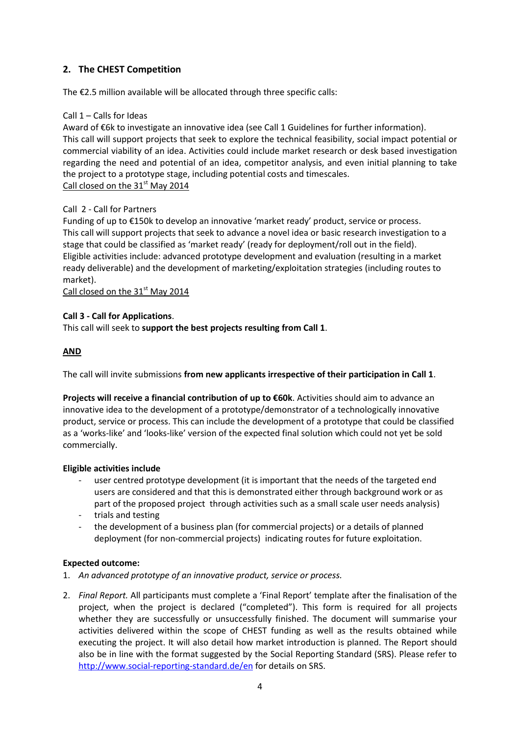## 2. The CHEST Competition

The €2.5 million available will be allocated through three specific calls:

Call 1 – Calls for Ideas
Award of €6k to investigate an innovative idea (see Call 1 Guidelines for further information). This call will support projects that seek to explore the technical feasibility, social impact potential or commercial viability of an idea. Activities could include market research or desk based investigation regarding the need and potential of an idea, competitor analysis, and even initial planning to take the project to a prototype stage, including potential costs and timescales.
Call closed on the 31st May 2014

Call 2 - Call for Partners
Funding of up to €150k to develop an innovative 'market ready' product, service or process. This call will support projects that seek to advance a novel idea or basic research investigation to a stage that could be classified as 'market ready' (ready for deployment/roll out in the field). Eligible activities include: advanced prototype development and evaluation (resulting in a market ready deliverable) and the development of marketing/exploitation strategies (including routes to market).
Call closed on the 31st May 2014

**Call 3 - Call for Applications**.
This call will seek to **support the best projects resulting from Call 1**.

**AND**

The call will invite submissions **from new applicants irrespective of their participation in Call 1**.

**Projects will receive a financial contribution of up to €60k**. Activities should aim to advance an innovative idea to the development of a prototype/demonstrator of a technologically innovative product, service or process. This can include the development of a prototype that could be classified as a 'works-like' and 'looks-like' version of the expected final solution which could not yet be sold commercially.

**Eligible activities include**

- user centred prototype development (it is important that the needs of the targeted end users are considered and that this is demonstrated either through background work or as part of the proposed project through activities such as a small scale user needs analysis)
- trials and testing
- the development of a business plan (for commercial projects) or a details of planned deployment (for non-commercial projects) indicating routes for future exploitation.

**Expected outcome:**

1. *An advanced prototype of an innovative product, service or process.*
2. *Final Report.* All participants must complete a 'Final Report' template after the finalisation of the project, when the project is declared ("completed"). This form is required for all projects whether they are successfully or unsuccessfully finished. The document will summarise your activities delivered within the scope of CHEST funding as well as the results obtained while executing the project. It will also detail how market introduction is planned. The Report should also be in line with the format suggested by the Social Reporting Standard (SRS). Please refer to http://www.social-reporting-standard.de/en for details on SRS.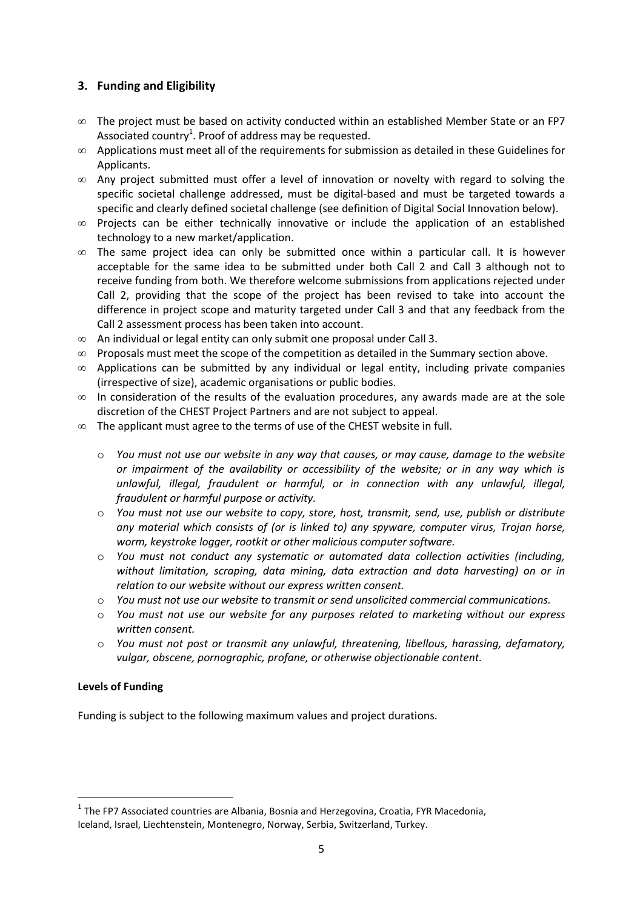## 3. Funding and Eligibility

- The project must be based on activity conducted within an established Member State or an FP7 Associated country[1]. Proof of address may be requested.
- Applications must meet all of the requirements for submission as detailed in these Guidelines for Applicants.
- Any project submitted must offer a level of innovation or novelty with regard to solving the specific societal challenge addressed, must be digital-based and must be targeted towards a specific and clearly defined societal challenge (see definition of Digital Social Innovation below).
- Projects can be either technically innovative or include the application of an established technology to a new market/application.
- The same project idea can only be submitted once within a particular call. It is however acceptable for the same idea to be submitted under both Call 2 and Call 3 although not to receive funding from both. We therefore welcome submissions from applications rejected under Call 2, providing that the scope of the project has been revised to take into account the difference in project scope and maturity targeted under Call 3 and that any feedback from the Call 2 assessment process has been taken into account.
- An individual or legal entity can only submit one proposal under Call 3.
- Proposals must meet the scope of the competition as detailed in the Summary section above.
- Applications can be submitted by any individual or legal entity, including private companies (irrespective of size), academic organisations or public bodies.
- In consideration of the results of the evaluation procedures, any awards made are at the sole discretion of the CHEST Project Partners and are not subject to appeal.
- The applicant must agree to the terms of use of the CHEST website in full.
    - *You must not use our website in any way that causes, or may cause, damage to the website or impairment of the availability or accessibility of the website; or in any way which is unlawful, illegal, fraudulent or harmful, or in connection with any unlawful, illegal, fraudulent or harmful purpose or activity.*
    - *You must not use our website to copy, store, host, transmit, send, use, publish or distribute any material which consists of (or is linked to) any spyware, computer virus, Trojan horse, worm, keystroke logger, rootkit or other malicious computer software.*
    - *You must not conduct any systematic or automated data collection activities (including, without limitation, scraping, data mining, data extraction and data harvesting) on or in relation to our website without our express written consent.*
    - *You must not use our website to transmit or send unsolicited commercial communications.*
    - *You must not use our website for any purposes related to marketing without our express written consent.*
    - *You must not post or transmit any unlawful, threatening, libellous, harassing, defamatory, vulgar, obscene, pornographic, profane, or otherwise objectionable content.*

**Levels of Funding**

Funding is subject to the following maximum values and project durations.

[1] The FP7 Associated countries are Albania, Bosnia and Herzegovina, Croatia, FYR Macedonia, Iceland, Israel, Liechtenstein, Montenegro, Norway, Serbia, Switzerland, Turkey.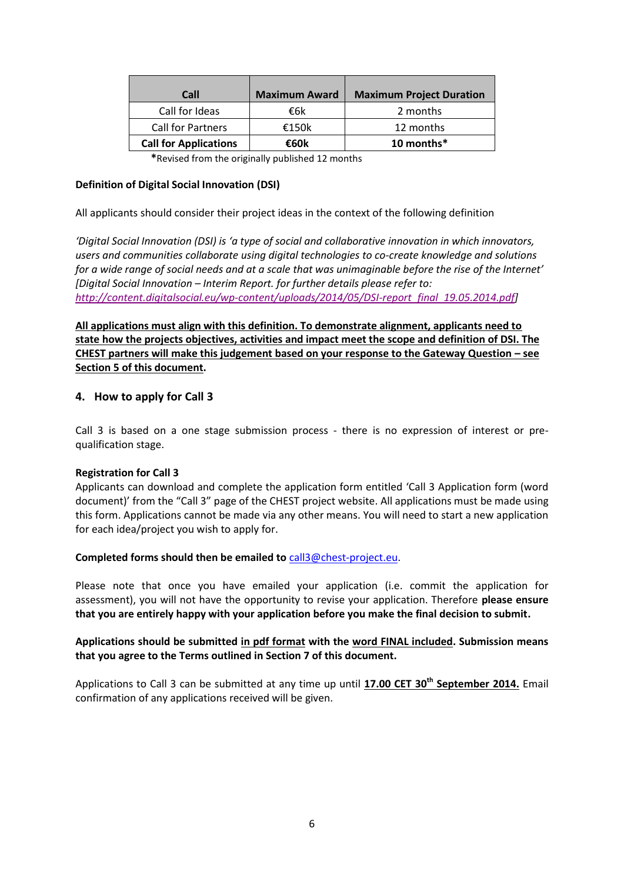| Call | Maximum Award | Maximum Project Duration |
|---|---|---|
| Call for Ideas | €6k | 2 months |
| Call for Partners | €150k | 12 months |
| **Call for Applications** | **€60k** | **10 months*** |

**\***Revised from the originally published 12 months

**Definition of Digital Social Innovation (DSI)**

All applicants should consider their project ideas in the context of the following definition

*'Digital Social Innovation (DSI) is 'a type of social and collaborative innovation in which innovators, users and communities collaborate using digital technologies to co-create knowledge and solutions for a wide range of social needs and at a scale that was unimaginable before the rise of the Internet' [Digital Social Innovation – Interim Report. for further details please refer to: http://content.digitalsocial.eu/wp-content/uploads/2014/05/DSI-report_final_19.05.2014.pdf]*

**All applications must align with this definition. To demonstrate alignment, applicants need to state how the projects objectives, activities and impact meet the scope and definition of DSI. The CHEST partners will make this judgement based on your response to the Gateway Question – see Section 5 of this document.**

## 4. How to apply for Call 3

Call 3 is based on a one stage submission process - there is no expression of interest or pre-qualification stage.

**Registration for Call 3**

Applicants can download and complete the application form entitled 'Call 3 Application form (word document)' from the "Call 3" page of the CHEST project website. All applications must be made using this form. Applications cannot be made via any other means. You will need to start a new application for each idea/project you wish to apply for.

**Completed forms should then be emailed to** call3@chest-project.eu.

Please note that once you have emailed your application (i.e. commit the application for assessment), you will not have the opportunity to revise your application. Therefore **please ensure that you are entirely happy with your application before you make the final decision to submit.**

**Applications should be submitted in pdf format with the word FINAL included. Submission means that you agree to the Terms outlined in Section 7 of this document.**

Applications to Call 3 can be submitted at any time up until **17.00 CET 30th September 2014.** Email confirmation of any applications received will be given.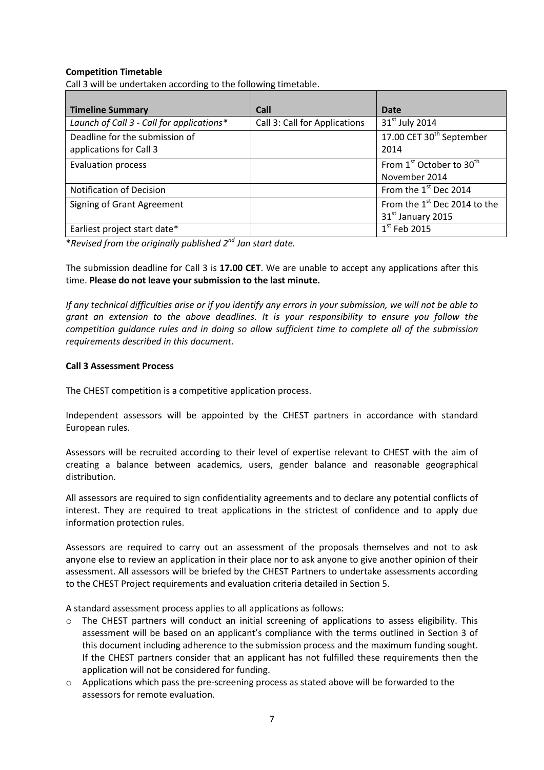**Competition Timetable**

Call 3 will be undertaken according to the following timetable.

| Timeline Summary | Call | Date |
|---|---|---|
| *Launch of Call 3 - Call for applications\** | Call 3: Call for Applications | 31st July 2014 |
| Deadline for the submission of applications for Call 3 | | 17.00 CET 30th September 2014 |
| Evaluation process | | From 1st October to 30th November 2014 |
| Notification of Decision | | From the 1st Dec 2014 |
| Signing of Grant Agreement | | From the 1st Dec 2014 to the 31st January 2015 |
| Earliest project start date\* | | 1st Feb 2015 |

\**Revised from the originally published 2nd Jan start date.*

The submission deadline for Call 3 is **17.00 CET**. We are unable to accept any applications after this time. **Please do not leave your submission to the last minute.**

*If any technical difficulties arise or if you identify any errors in your submission, we will not be able to grant an extension to the above deadlines. It is your responsibility to ensure you follow the competition guidance rules and in doing so allow sufficient time to complete all of the submission requirements described in this document.*

**Call 3 Assessment Process**

The CHEST competition is a competitive application process.

Independent assessors will be appointed by the CHEST partners in accordance with standard European rules.

Assessors will be recruited according to their level of expertise relevant to CHEST with the aim of creating a balance between academics, users, gender balance and reasonable geographical distribution.

All assessors are required to sign confidentiality agreements and to declare any potential conflicts of interest. They are required to treat applications in the strictest of confidence and to apply due information protection rules.

Assessors are required to carry out an assessment of the proposals themselves and not to ask anyone else to review an application in their place nor to ask anyone to give another opinion of their assessment. All assessors will be briefed by the CHEST Partners to undertake assessments according to the CHEST Project requirements and evaluation criteria detailed in Section 5.

A standard assessment process applies to all applications as follows:

- The CHEST partners will conduct an initial screening of applications to assess eligibility. This assessment will be based on an applicant's compliance with the terms outlined in Section 3 of this document including adherence to the submission process and the maximum funding sought. If the CHEST partners consider that an applicant has not fulfilled these requirements then the application will not be considered for funding.
- Applications which pass the pre-screening process as stated above will be forwarded to the assessors for remote evaluation.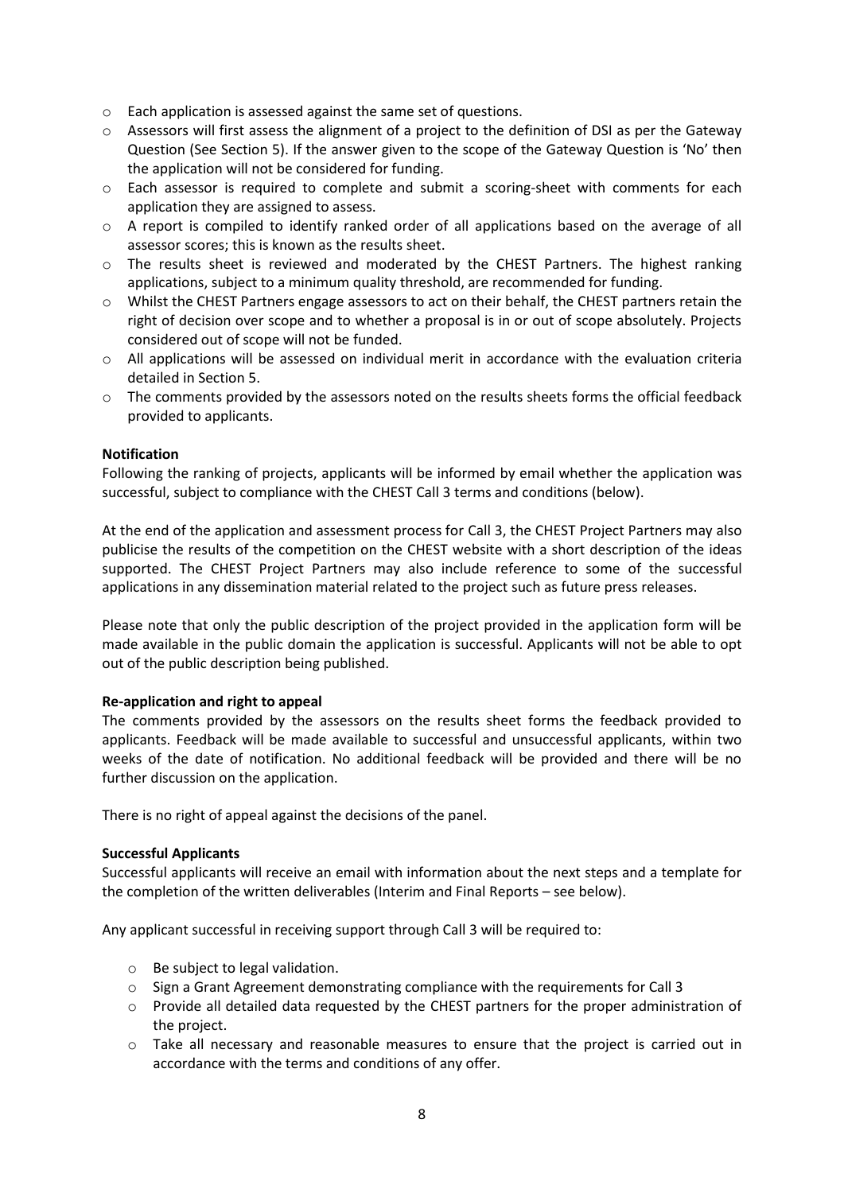- Each application is assessed against the same set of questions.
- Assessors will first assess the alignment of a project to the definition of DSI as per the Gateway Question (See Section 5). If the answer given to the scope of the Gateway Question is 'No' then the application will not be considered for funding.
- Each assessor is required to complete and submit a scoring-sheet with comments for each application they are assigned to assess.
- A report is compiled to identify ranked order of all applications based on the average of all assessor scores; this is known as the results sheet.
- The results sheet is reviewed and moderated by the CHEST Partners. The highest ranking applications, subject to a minimum quality threshold, are recommended for funding.
- Whilst the CHEST Partners engage assessors to act on their behalf, the CHEST partners retain the right of decision over scope and to whether a proposal is in or out of scope absolutely. Projects considered out of scope will not be funded.
- All applications will be assessed on individual merit in accordance with the evaluation criteria detailed in Section 5.
- The comments provided by the assessors noted on the results sheets forms the official feedback provided to applicants.

**Notification**

Following the ranking of projects, applicants will be informed by email whether the application was successful, subject to compliance with the CHEST Call 3 terms and conditions (below).

At the end of the application and assessment process for Call 3, the CHEST Project Partners may also publicise the results of the competition on the CHEST website with a short description of the ideas supported. The CHEST Project Partners may also include reference to some of the successful applications in any dissemination material related to the project such as future press releases.

Please note that only the public description of the project provided in the application form will be made available in the public domain the application is successful. Applicants will not be able to opt out of the public description being published.

**Re-application and right to appeal**

The comments provided by the assessors on the results sheet forms the feedback provided to applicants. Feedback will be made available to successful and unsuccessful applicants, within two weeks of the date of notification. No additional feedback will be provided and there will be no further discussion on the application.

There is no right of appeal against the decisions of the panel.

**Successful Applicants**

Successful applicants will receive an email with information about the next steps and a template for the completion of the written deliverables (Interim and Final Reports – see below).

Any applicant successful in receiving support through Call 3 will be required to:

- Be subject to legal validation.
- Sign a Grant Agreement demonstrating compliance with the requirements for Call 3
- Provide all detailed data requested by the CHEST partners for the proper administration of the project.
- Take all necessary and reasonable measures to ensure that the project is carried out in accordance with the terms and conditions of any offer.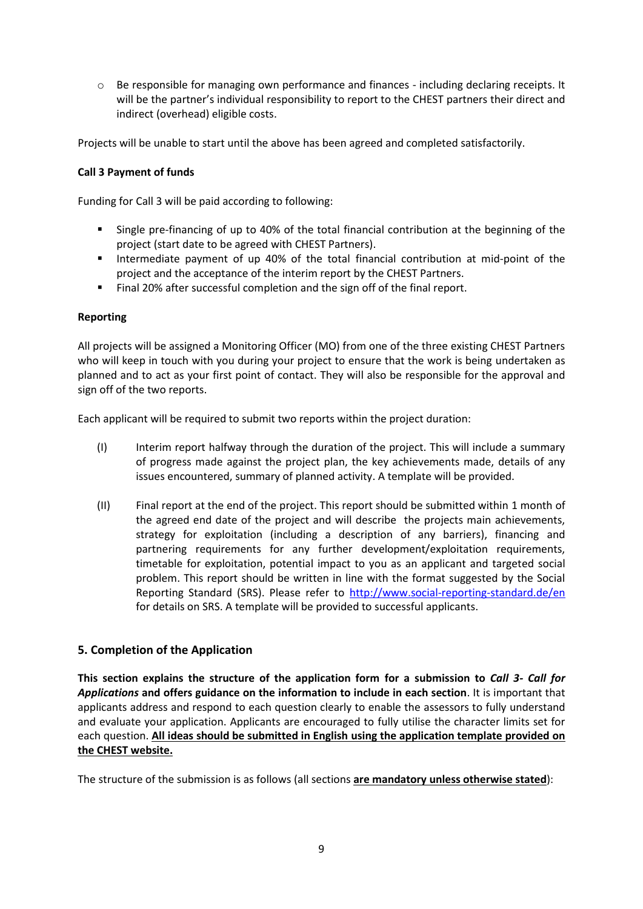- Be responsible for managing own performance and finances - including declaring receipts. It will be the partner's individual responsibility to report to the CHEST partners their direct and indirect (overhead) eligible costs.

Projects will be unable to start until the above has been agreed and completed satisfactorily.

**Call 3 Payment of funds**

Funding for Call 3 will be paid according to following:

- Single pre-financing of up to 40% of the total financial contribution at the beginning of the project (start date to be agreed with CHEST Partners).
- Intermediate payment of up 40% of the total financial contribution at mid-point of the project and the acceptance of the interim report by the CHEST Partners.
- Final 20% after successful completion and the sign off of the final report.

**Reporting**

All projects will be assigned a Monitoring Officer (MO) from one of the three existing CHEST Partners who will keep in touch with you during your project to ensure that the work is being undertaken as planned and to act as your first point of contact. They will also be responsible for the approval and sign off of the two reports.

Each applicant will be required to submit two reports within the project duration:

(I) Interim report halfway through the duration of the project. This will include a summary of progress made against the project plan, the key achievements made, details of any issues encountered, summary of planned activity. A template will be provided.

(II) Final report at the end of the project. This report should be submitted within 1 month of the agreed end date of the project and will describe the projects main achievements, strategy for exploitation (including a description of any barriers), financing and partnering requirements for any further development/exploitation requirements, timetable for exploitation, potential impact to you as an applicant and targeted social problem. This report should be written in line with the format suggested by the Social Reporting Standard (SRS). Please refer to [http://www.social-reporting-standard.de/en](http://www.social-reporting-standard.de/en) for details on SRS. A template will be provided to successful applicants.

## 5. Completion of the Application

**This section explains the structure of the application form for a submission to *Call 3- Call for Applications* and offers guidance on the information to include in each section**. It is important that applicants address and respond to each question clearly to enable the assessors to fully understand and evaluate your application. Applicants are encouraged to fully utilise the character limits set for each question. **<u>All ideas should be submitted in English using the application template provided on the CHEST website.</u>**

The structure of the submission is as follows (all sections **<u>are mandatory unless otherwise stated</u>**):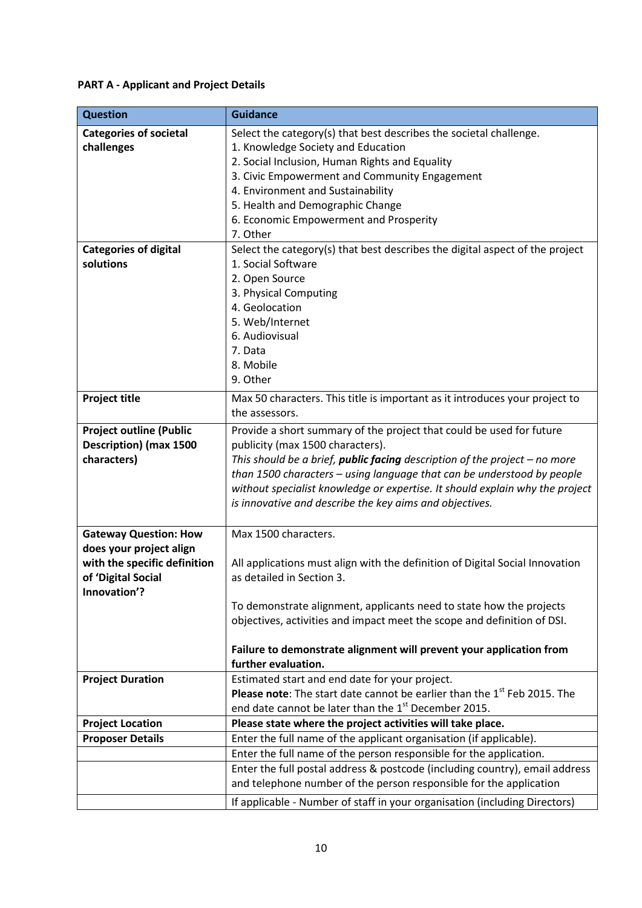**PART A - Applicant and Project Details**

| Question | Guidance |
|---|---|
| **Categories of societal challenges** | Select the category(s) that best describes the societal challenge.<br>1. Knowledge Society and Education<br>2. Social Inclusion, Human Rights and Equality<br>3. Civic Empowerment and Community Engagement<br>4. Environment and Sustainability<br>5. Health and Demographic Change<br>6. Economic Empowerment and Prosperity<br>7. Other |
| **Categories of digital solutions** | Select the category(s) that best describes the digital aspect of the project<br>1. Social Software<br>2. Open Source<br>3. Physical Computing<br>4. Geolocation<br>5. Web/Internet<br>6. Audiovisual<br>7. Data<br>8. Mobile<br>9. Other |
| **Project title** | Max 50 characters. This title is important as it introduces your project to the assessors. |
| **Project outline (Public Description) (max 1500 characters)** | Provide a short summary of the project that could be used for future publicity (max 1500 characters).<br>*This should be a brief, **public facing** description of the project – no more than 1500 characters – using language that can be understood by people without specialist knowledge or expertise. It should explain why the project is innovative and describe the key aims and objectives.* |
| **Gateway Question: How does your project align with the specific definition of 'Digital Social Innovation'?** | Max 1500 characters.<br><br>All applications must align with the definition of Digital Social Innovation as detailed in Section 3.<br><br>To demonstrate alignment, applicants need to state how the projects objectives, activities and impact meet the scope and definition of DSI.<br><br>**Failure to demonstrate alignment will prevent your application from further evaluation.** |
| **Project Duration** | Estimated start and end date for your project.<br>**Please note**: The start date cannot be earlier than the 1st Feb 2015. The end date cannot be later than the 1st December 2015. |
| **Project Location** | **Please state where the project activities will take place.** |
| **Proposer Details** | Enter the full name of the applicant organisation (if applicable). |
| | Enter the full name of the person responsible for the application. |
| | Enter the full postal address & postcode (including country), email address and telephone number of the person responsible for the application |
| | If applicable - Number of staff in your organisation (including Directors) |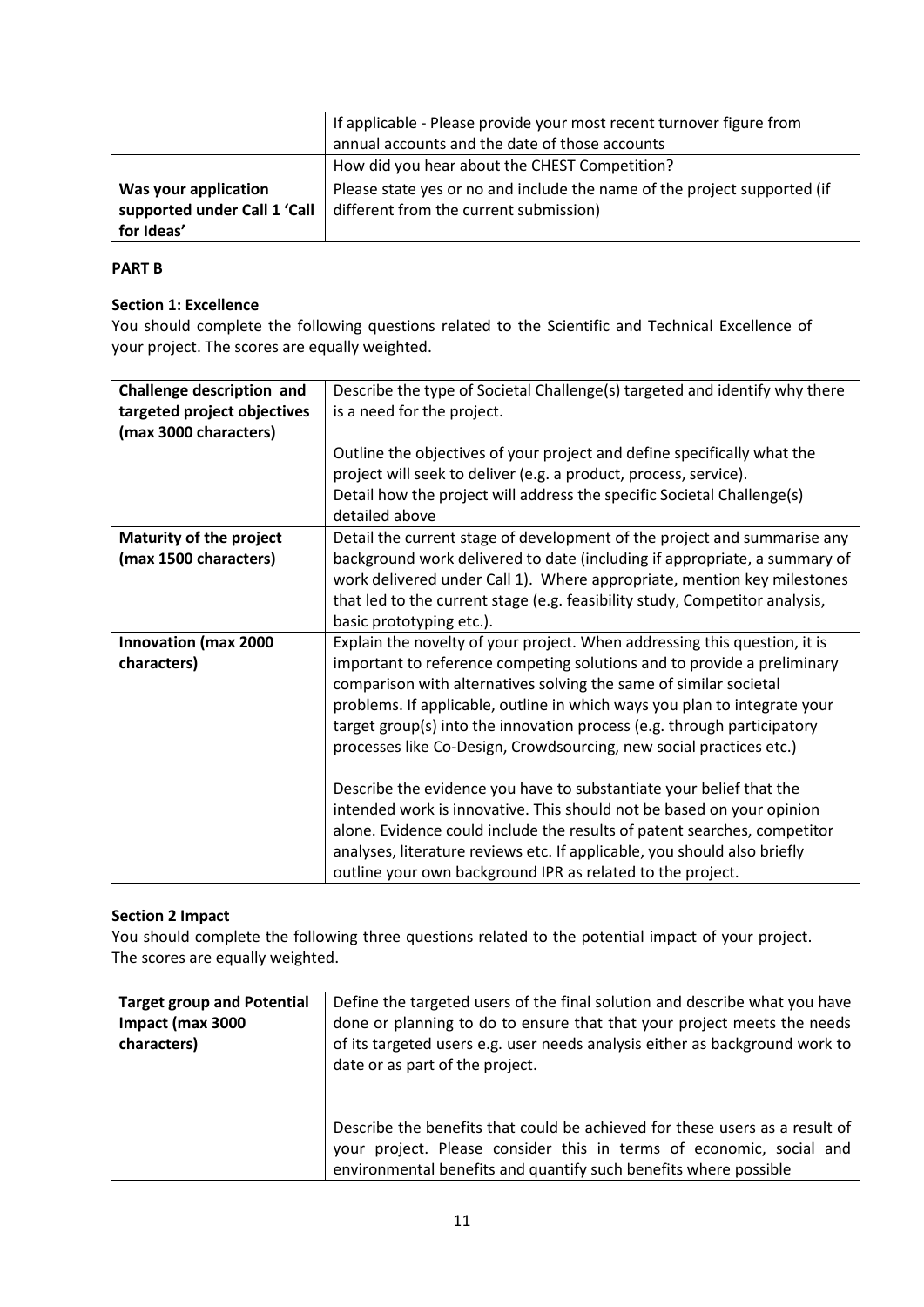| | |
|---|---|
| | If applicable - Please provide your most recent turnover figure from annual accounts and the date of those accounts |
| | How did you hear about the CHEST Competition? |
| **Was your application supported under Call 1 'Call for Ideas'** | Please state yes or no and include the name of the project supported (if different from the current submission) |

**PART B**

**Section 1: Excellence**

You should complete the following questions related to the Scientific and Technical Excellence of your project. The scores are equally weighted.

| | |
|---|---|
| **Challenge description and targeted project objectives (max 3000 characters)** | Describe the type of Societal Challenge(s) targeted and identify why there is a need for the project.<br><br>Outline the objectives of your project and define specifically what the project will seek to deliver (e.g. a product, process, service).<br>Detail how the project will address the specific Societal Challenge(s) detailed above |
| **Maturity of the project (max 1500 characters)** | Detail the current stage of development of the project and summarise any background work delivered to date (including if appropriate, a summary of work delivered under Call 1). Where appropriate, mention key milestones that led to the current stage (e.g. feasibility study, Competitor analysis, basic prototyping etc.). |
| **Innovation (max 2000 characters)** | Explain the novelty of your project. When addressing this question, it is important to reference competing solutions and to provide a preliminary comparison with alternatives solving the same of similar societal problems. If applicable, outline in which ways you plan to integrate your target group(s) into the innovation process (e.g. through participatory processes like Co-Design, Crowdsourcing, new social practices etc.)<br><br>Describe the evidence you have to substantiate your belief that the intended work is innovative. This should not be based on your opinion alone. Evidence could include the results of patent searches, competitor analyses, literature reviews etc. If applicable, you should also briefly outline your own background IPR as related to the project. |

**Section 2 Impact**

You should complete the following three questions related to the potential impact of your project. The scores are equally weighted.

| | |
|---|---|
| **Target group and Potential Impact (max 3000 characters)** | Define the targeted users of the final solution and describe what you have done or planning to do to ensure that that your project meets the needs of its targeted users e.g. user needs analysis either as background work to date or as part of the project.<br><br>Describe the benefits that could be achieved for these users as a result of your project. Please consider this in terms of economic, social and environmental benefits and quantify such benefits where possible |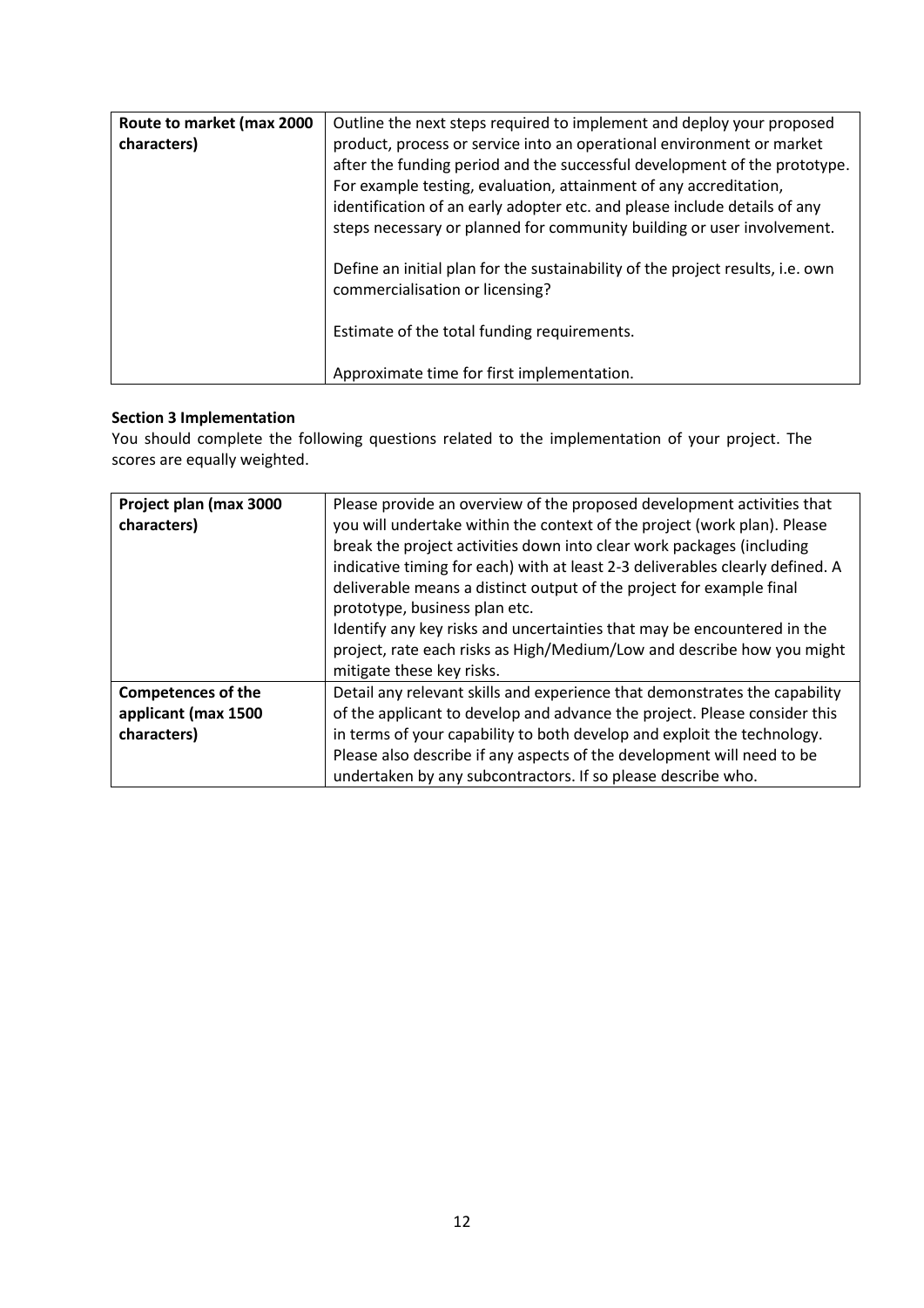| Route to market (max 2000 characters) | Outline the next steps required to implement and deploy your proposed product, process or service into an operational environment or market after the funding period and the successful development of the prototype. For example testing, evaluation, attainment of any accreditation, identification of an early adopter etc. and please include details of any steps necessary or planned for community building or user involvement.<br><br>Define an initial plan for the sustainability of the project results, i.e. own commercialisation or licensing?<br><br>Estimate of the total funding requirements.<br><br>Approximate time for first implementation. |
|---|---|

**Section 3 Implementation**

You should complete the following questions related to the implementation of your project. The scores are equally weighted.

| Project plan (max 3000 characters) | Please provide an overview of the proposed development activities that you will undertake within the context of the project (work plan). Please break the project activities down into clear work packages (including indicative timing for each) with at least 2-3 deliverables clearly defined. A deliverable means a distinct output of the project for example final prototype, business plan etc.<br>Identify any key risks and uncertainties that may be encountered in the project, rate each risks as High/Medium/Low and describe how you might mitigate these key risks. |
|---|---|
| **Competences of the applicant (max 1500 characters)** | Detail any relevant skills and experience that demonstrates the capability of the applicant to develop and advance the project. Please consider this in terms of your capability to both develop and exploit the technology. Please also describe if any aspects of the development will need to be undertaken by any subcontractors. If so please describe who. |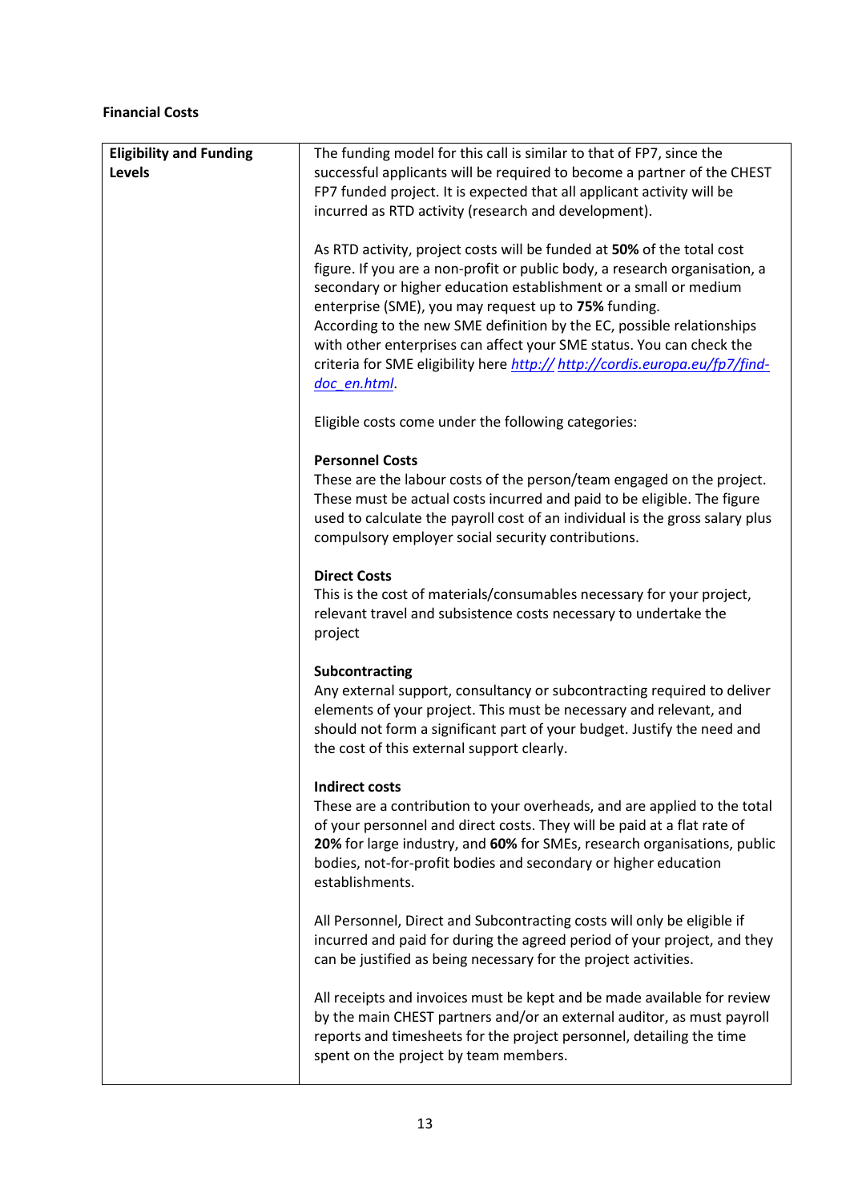**Financial Costs**

| **Eligibility and Funding Levels** | The funding model for this call is similar to that of FP7, since the successful applicants will be required to become a partner of the CHEST FP7 funded project. It is expected that all applicant activity will be incurred as RTD activity (research and development).<br><br>As RTD activity, project costs will be funded at **50%** of the total cost figure. If you are a non-profit or public body, a research organisation, a secondary or higher education establishment or a small or medium enterprise (SME), you may request up to **75%** funding.<br>According to the new SME definition by the EC, possible relationships with other enterprises can affect your SME status. You can check the criteria for SME eligibility here *http:// http://cordis.europa.eu/fp7/find-doc_en.html*.<br><br>Eligible costs come under the following categories:<br><br>**Personnel Costs**<br>These are the labour costs of the person/team engaged on the project. These must be actual costs incurred and paid to be eligible. The figure used to calculate the payroll cost of an individual is the gross salary plus compulsory employer social security contributions.<br><br>**Direct Costs**<br>This is the cost of materials/consumables necessary for your project, relevant travel and subsistence costs necessary to undertake the project<br><br>**Subcontracting**<br>Any external support, consultancy or subcontracting required to deliver elements of your project. This must be necessary and relevant, and should not form a significant part of your budget. Justify the need and the cost of this external support clearly.<br><br>**Indirect costs**<br>These are a contribution to your overheads, and are applied to the total of your personnel and direct costs. They will be paid at a flat rate of **20%** for large industry, and **60%** for SMEs, research organisations, public bodies, not-for-profit bodies and secondary or higher education establishments.<br><br>All Personnel, Direct and Subcontracting costs will only be eligible if incurred and paid for during the agreed period of your project, and they can be justified as being necessary for the project activities.<br><br>All receipts and invoices must be kept and be made available for review by the main CHEST partners and/or an external auditor, as must payroll reports and timesheets for the project personnel, detailing the time spent on the project by team members. |
|---|---|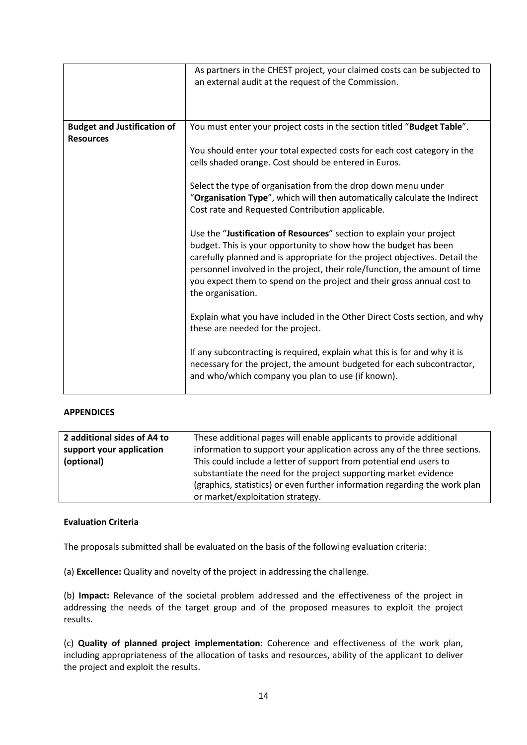| | |
|---|---|
| | As partners in the CHEST project, your claimed costs can be subjected to an external audit at the request of the Commission. |
| **Budget and Justification of Resources** | You must enter your project costs in the section titled "**Budget Table**".<br><br>You should enter your total expected costs for each cost category in the cells shaded orange. Cost should be entered in Euros.<br><br>Select the type of organisation from the drop down menu under "**Organisation Type**", which will then automatically calculate the Indirect Cost rate and Requested Contribution applicable.<br><br>Use the "**Justification of Resources**" section to explain your project budget. This is your opportunity to show how the budget has been carefully planned and is appropriate for the project objectives. Detail the personnel involved in the project, their role/function, the amount of time you expect them to spend on the project and their gross annual cost to the organisation.<br><br>Explain what you have included in the Other Direct Costs section, and why these are needed for the project.<br><br>If any subcontracting is required, explain what this is for and why it is necessary for the project, the amount budgeted for each subcontractor, and who/which company you plan to use (if known). |

**APPENDICES**

| | |
|---|---|
| **2 additional sides of A4 to support your application (optional)** | These additional pages will enable applicants to provide additional information to support your application across any of the three sections. This could include a letter of support from potential end users to substantiate the need for the project supporting market evidence (graphics, statistics) or even further information regarding the work plan or market/exploitation strategy. |

**Evaluation Criteria**

The proposals submitted shall be evaluated on the basis of the following evaluation criteria:

(a) **Excellence:** Quality and novelty of the project in addressing the challenge.

(b) **Impact:** Relevance of the societal problem addressed and the effectiveness of the project in addressing the needs of the target group and of the proposed measures to exploit the project results.

(c) **Quality of planned project implementation:** Coherence and effectiveness of the work plan, including appropriateness of the allocation of tasks and resources, ability of the applicant to deliver the project and exploit the results.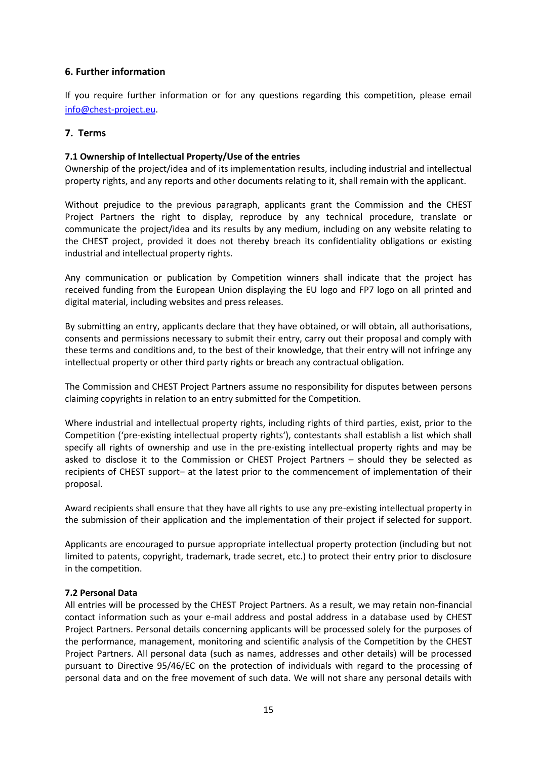## 6. Further information

If you require further information or for any questions regarding this competition, please email info@chest-project.eu.

## 7. Terms

### 7.1 Ownership of Intellectual Property/Use of the entries

Ownership of the project/idea and of its implementation results, including industrial and intellectual property rights, and any reports and other documents relating to it, shall remain with the applicant.

Without prejudice to the previous paragraph, applicants grant the Commission and the CHEST Project Partners the right to display, reproduce by any technical procedure, translate or communicate the project/idea and its results by any medium, including on any website relating to the CHEST project, provided it does not thereby breach its confidentiality obligations or existing industrial and intellectual property rights.

Any communication or publication by Competition winners shall indicate that the project has received funding from the European Union displaying the EU logo and FP7 logo on all printed and digital material, including websites and press releases.

By submitting an entry, applicants declare that they have obtained, or will obtain, all authorisations, consents and permissions necessary to submit their entry, carry out their proposal and comply with these terms and conditions and, to the best of their knowledge, that their entry will not infringe any intellectual property or other third party rights or breach any contractual obligation.

The Commission and CHEST Project Partners assume no responsibility for disputes between persons claiming copyrights in relation to an entry submitted for the Competition.

Where industrial and intellectual property rights, including rights of third parties, exist, prior to the Competition ('pre-existing intellectual property rights'), contestants shall establish a list which shall specify all rights of ownership and use in the pre-existing intellectual property rights and may be asked to disclose it to the Commission or CHEST Project Partners – should they be selected as recipients of CHEST support– at the latest prior to the commencement of implementation of their proposal.

Award recipients shall ensure that they have all rights to use any pre-existing intellectual property in the submission of their application and the implementation of their project if selected for support.

Applicants are encouraged to pursue appropriate intellectual property protection (including but not limited to patents, copyright, trademark, trade secret, etc.) to protect their entry prior to disclosure in the competition.

### 7.2 Personal Data

All entries will be processed by the CHEST Project Partners. As a result, we may retain non-financial contact information such as your e-mail address and postal address in a database used by CHEST Project Partners. Personal details concerning applicants will be processed solely for the purposes of the performance, management, monitoring and scientific analysis of the Competition by the CHEST Project Partners. All personal data (such as names, addresses and other details) will be processed pursuant to Directive 95/46/EC on the protection of individuals with regard to the processing of personal data and on the free movement of such data. We will not share any personal details with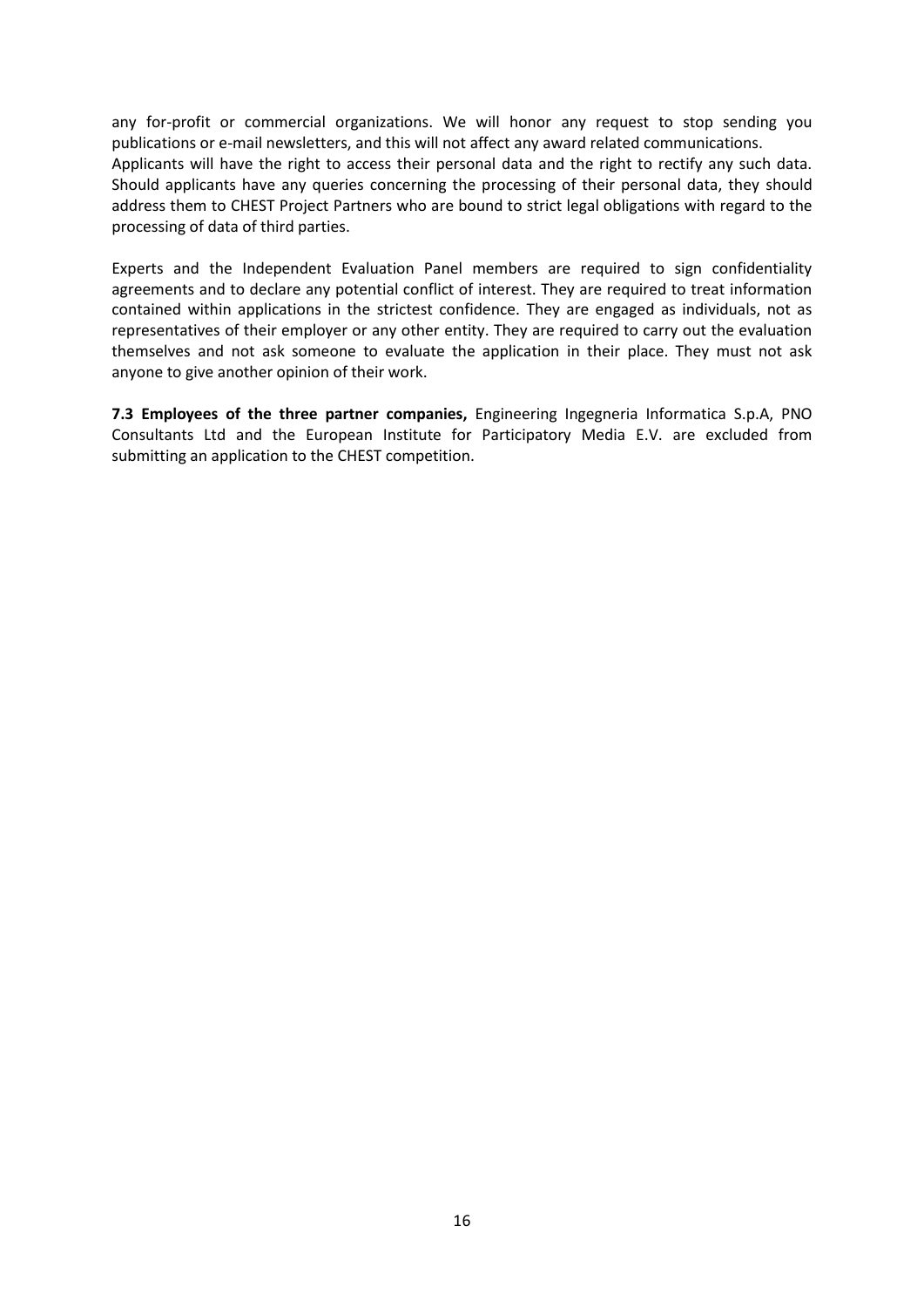any for-profit or commercial organizations. We will honor any request to stop sending you publications or e-mail newsletters, and this will not affect any award related communications.
Applicants will have the right to access their personal data and the right to rectify any such data. Should applicants have any queries concerning the processing of their personal data, they should address them to CHEST Project Partners who are bound to strict legal obligations with regard to the processing of data of third parties.

Experts and the Independent Evaluation Panel members are required to sign confidentiality agreements and to declare any potential conflict of interest. They are required to treat information contained within applications in the strictest confidence. They are engaged as individuals, not as representatives of their employer or any other entity. They are required to carry out the evaluation themselves and not ask someone to evaluate the application in their place. They must not ask anyone to give another opinion of their work.

**7.3 Employees of the three partner companies,** Engineering Ingegneria Informatica S.p.A, PNO Consultants Ltd and the European Institute for Participatory Media E.V. are excluded from submitting an application to the CHEST competition.